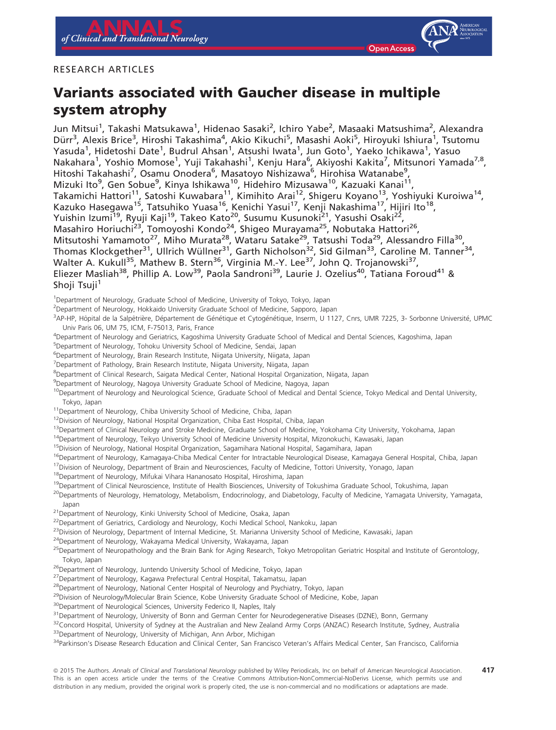RESEARCH ARTICLES

# Variants associated with Gaucher disease in multiple system atrophy

Jun Mitsui[1], Takashi Matsukawa[1], Hidenao Sasaki[2], Ichiro Yabe[2], Masaaki Matsushima[2], Alexandra Dürr[3], Alexis Brice[3], Hiroshi Takashima[4], Akio Kikuchi[5], Masashi Aoki[5], Hiroyuki Ishiura[1], Tsutomu Yasuda[1], Hidetoshi Date[1], Budrul Ahsan[1], Atsushi Iwata[1], Jun Goto[1], Yaeko Ichikawa[1], Yasuo Nakahara[1], Yoshio Momose[1], Yuji Takahashi[1], Kenju Hara[6], Akiyoshi Kakita[7], Mitsunori Yamada[7,8], Hitoshi Takahashi[7], Osamu Onodera[6], Masatoyo Nishizawa[6], Hirohisa Watanabe[9], Mizuki Ito[9], Gen Sobue[9], Kinya Ishikawa[10], Hidehiro Mizusawa[10], Kazuaki Kanai[11], Takamichi Hattori[11], Satoshi Kuwabara[11], Kimihito Arai[12], Shigeru Koyano[13], Yoshiyuki Kuroiwa[14], Kazuko Hasegawa[15], Tatsuhiko Yuasa[16], Kenichi Yasui[17], Kenji Nakashima[17], Hijiri Ito[18], Yuishin Izumi[19], Ryuji Kaji[19], Takeo Kato[20], Susumu Kusunoki[21], Yasushi Osaki[22], Masahiro Horiuchi[23], Tomoyoshi Kondo[24], Shigeo Murayama[25], Nobutaka Hattori[26], Mitsutoshi Yamamoto[27], Miho Murata[28], Wataru Satake[29], Tatsushi Toda[29], Alessandro Filla[30], Thomas Klockgether[31], Ullrich Wüllner[31], Garth Nicholson[32], Sid Gilman[33], Caroline M. Tanner[34], Walter A. Kukull[35], Mathew B. Stern[36], Virginia M.-Y. Lee[37], John Q. Trojanowski[37], Eliezer Masliah[38], Phillip A. Low[39], Paola Sandroni[39], Laurie J. Ozelius[40], Tatiana Foroud[41] & Shoji Tsuji[1]

[1]Department of Neurology, Graduate School of Medicine, University of Tokyo, Tokyo, Japan
[2]Department of Neurology, Hokkaido University Graduate School of Medicine, Sapporo, Japan
[3]AP-HP, Hôpital de la Salpêtrière, Département de Génétique et Cytogénétique, Inserm, U 1127, Cnrs, UMR 7225, 3- Sorbonne Université, UPMC Univ Paris 06, UM 75, ICM, F-75013, Paris, France
[4]Department of Neurology and Geriatrics, Kagoshima University Graduate School of Medical and Dental Sciences, Kagoshima, Japan
[5]Department of Neurology, Tohoku University School of Medicine, Sendai, Japan
[6]Department of Neurology, Brain Research Institute, Niigata University, Niigata, Japan
[7]Department of Pathology, Brain Research Institute, Niigata University, Niigata, Japan
[8]Department of Clinical Research, Saigata Medical Center, National Hospital Organization, Niigata, Japan
[9]Department of Neurology, Nagoya University Graduate School of Medicine, Nagoya, Japan
[10]Department of Neurology and Neurological Science, Graduate School of Medical and Dental Science, Tokyo Medical and Dental University, Tokyo, Japan
[11]Department of Neurology, Chiba University School of Medicine, Chiba, Japan
[12]Division of Neurology, National Hospital Organization, Chiba East Hospital, Chiba, Japan
[13]Department of Clinical Neurology and Stroke Medicine, Graduate School of Medicine, Yokohama City University, Yokohama, Japan
[14]Department of Neurology, Teikyo University School of Medicine University Hospital, Mizonokuchi, Kawasaki, Japan
[15]Division of Neurology, National Hospital Organization, Sagamihara National Hospital, Sagamihara, Japan
[16]Department of Neurology, Kamagaya-Chiba Medical Center for Intractable Neurological Disease, Kamagaya General Hospital, Chiba, Japan
[17]Division of Neurology, Department of Brain and Neurosciences, Faculty of Medicine, Tottori University, Yonago, Japan
[18]Department of Neurology, Mifukai Vihara Hananosato Hospital, Hiroshima, Japan
[19]Department of Clinical Neuroscience, Institute of Health Biosciences, University of Tokushima Graduate School, Tokushima, Japan
[20]Departments of Neurology, Hematology, Metabolism, Endocrinology, and Diabetology, Faculty of Medicine, Yamagata University, Yamagata, Japan
[21]Department of Neurology, Kinki University School of Medicine, Osaka, Japan
[22]Department of Geriatrics, Cardiology and Neurology, Kochi Medical School, Nankoku, Japan
[23]Division of Neurology, Department of Internal Medicine, St. Marianna University School of Medicine, Kawasaki, Japan
[24]Department of Neurology, Wakayama Medical University, Wakayama, Japan
[25]Department of Neuropathology and the Brain Bank for Aging Research, Tokyo Metropolitan Geriatric Hospital and Institute of Gerontology, Tokyo, Japan
[26]Department of Neurology, Juntendo University School of Medicine, Tokyo, Japan
[27]Department of Neurology, Kagawa Prefectural Central Hospital, Takamatsu, Japan
[28]Department of Neurology, National Center Hospital of Neurology and Psychiatry, Tokyo, Japan
[29]Division of Neurology/Molecular Brain Science, Kobe University Graduate School of Medicine, Kobe, Japan
[30]Department of Neurological Sciences, University Federico II, Naples, Italy
[31]Department of Neurology, University of Bonn and German Center for Neurodegenerative Diseases (DZNE), Bonn, Germany
[32]Concord Hospital, University of Sydney at the Australian and New Zealand Army Corps (ANZAC) Research Institute, Sydney, Australia
[33]Department of Neurology, University of Michigan, Ann Arbor, Michigan
[34]Parkinson's Disease Research Education and Clinical Center, San Francisco Veteran's Affairs Medical Center, San Francisco, California

© 2015 The Authors. *Annals of Clinical and Translational Neurology* published by Wiley Periodicals, Inc on behalf of American Neurological Association. This is an open access article under the terms of the Creative Commons Attribution-NonCommercial-NoDerivs License, which permits use and distribution in any medium, provided the original work is properly cited, the use is non-commercial and no modifications or adaptations are made.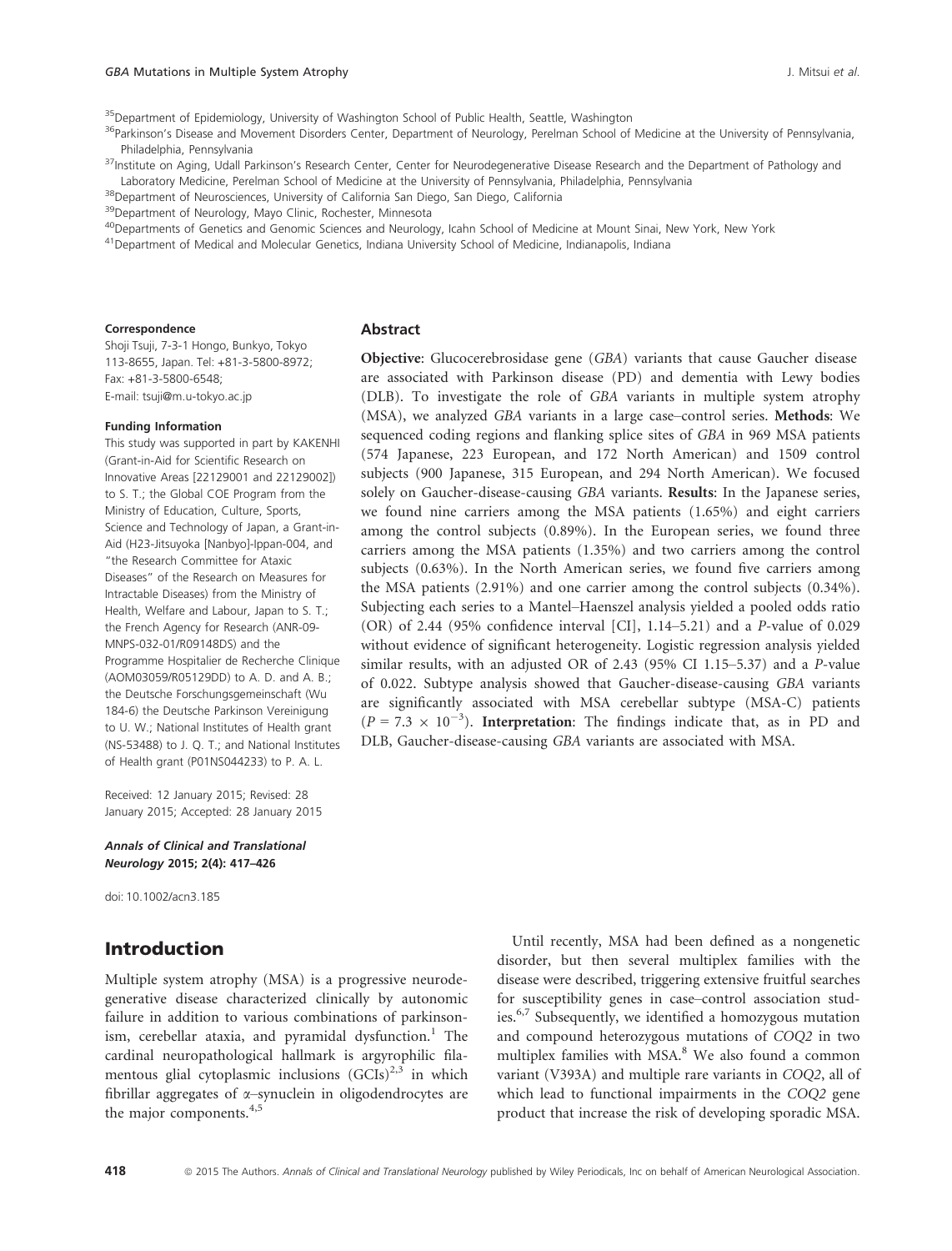[35]Department of Epidemiology, University of Washington School of Public Health, Seattle, Washington

[36]Parkinson's Disease and Movement Disorders Center, Department of Neurology, Perelman School of Medicine at the University of Pennsylvania, Philadelphia, Pennsylvania

[37]Institute on Aging, Udall Parkinson's Research Center, Center for Neurodegenerative Disease Research and the Department of Pathology and Laboratory Medicine, Perelman School of Medicine at the University of Pennsylvania, Philadelphia, Pennsylvania

[38]Department of Neurosciences, University of California San Diego, San Diego, California

[39]Department of Neurology, Mayo Clinic, Rochester, Minnesota

[40]Departments of Genetics and Genomic Sciences and Neurology, Icahn School of Medicine at Mount Sinai, New York, New York

[41]Department of Medical and Molecular Genetics, Indiana University School of Medicine, Indianapolis, Indiana

**Correspondence**

Shoji Tsuji, 7-3-1 Hongo, Bunkyo, Tokyo 113-8655, Japan. Tel: +81-3-5800-8972; Fax: +81-3-5800-6548; E-mail: tsuji@m.u-tokyo.ac.jp

**Funding Information**

This study was supported in part by KAKENHI (Grant-in-Aid for Scientific Research on Innovative Areas [22129001 and 22129002]) to S. T.; the Global COE Program from the Ministry of Education, Culture, Sports, Science and Technology of Japan, a Grant-in-Aid (H23-Jitsuyoka [Nanbyo]-Ippan-004, and "the Research Committee for Ataxic Diseases" of the Research on Measures for Intractable Diseases) from the Ministry of Health, Welfare and Labour, Japan to S. T.; the French Agency for Research (ANR-09-MNPS-032-01/R09148DS) and the Programme Hospitalier de Recherche Clinique (AOM03059/R05129DD) to A. D. and A. B.; the Deutsche Forschungsgemeinschaft (Wu 184-6) the Deutsche Parkinson Vereinigung to U. W.; National Institutes of Health grant (NS-53488) to J. Q. T.; and National Institutes of Health grant (P01NS044233) to P. A. L.

Received: 12 January 2015; Revised: 28 January 2015; Accepted: 28 January 2015

***Annals of Clinical and Translational Neurology* 2015; 2(4): 417–426**

doi: 10.1002/acn3.185

## Abstract

**Objective**: Glucocerebrosidase gene (*GBA*) variants that cause Gaucher disease are associated with Parkinson disease (PD) and dementia with Lewy bodies (DLB). To investigate the role of *GBA* variants in multiple system atrophy (MSA), we analyzed *GBA* variants in a large case–control series. **Methods**: We sequenced coding regions and flanking splice sites of *GBA* in 969 MSA patients (574 Japanese, 223 European, and 172 North American) and 1509 control subjects (900 Japanese, 315 European, and 294 North American). We focused solely on Gaucher-disease-causing *GBA* variants. **Results**: In the Japanese series, we found nine carriers among the MSA patients (1.65%) and eight carriers among the control subjects (0.89%). In the European series, we found three carriers among the MSA patients (1.35%) and two carriers among the control subjects (0.63%). In the North American series, we found five carriers among the MSA patients (2.91%) and one carrier among the control subjects (0.34%). Subjecting each series to a Mantel–Haenszel analysis yielded a pooled odds ratio (OR) of 2.44 (95% confidence interval [CI], 1.14–5.21) and a *P*-value of 0.029 without evidence of significant heterogeneity. Logistic regression analysis yielded similar results, with an adjusted OR of 2.43 (95% CI 1.15–5.37) and a *P*-value of 0.022. Subtype analysis showed that Gaucher-disease-causing *GBA* variants are significantly associated with MSA cerebellar subtype (MSA-C) patients ($P = 7.3 \times 10^{-3}$). **Interpretation**: The findings indicate that, as in PD and DLB, Gaucher-disease-causing *GBA* variants are associated with MSA.

## Introduction

Multiple system atrophy (MSA) is a progressive neurodegenerative disease characterized clinically by autonomic failure in addition to various combinations of parkinsonism, cerebellar ataxia, and pyramidal dysfunction.[1] The cardinal neuropathological hallmark is argyrophilic filamentous glial cytoplasmic inclusions (GCIs)[2,3] in which fibrillar aggregates of α–synuclein in oligodendrocytes are the major components.[4,5]

Until recently, MSA had been defined as a nongenetic disorder, but then several multiplex families with the disease were described, triggering extensive fruitful searches for susceptibility genes in case–control association studies.[6,7] Subsequently, we identified a homozygous mutation and compound heterozygous mutations of *COQ2* in two multiplex families with MSA.[8] We also found a common variant (V393A) and multiple rare variants in *COQ2*, all of which lead to functional impairments in the *COQ2* gene product that increase the risk of developing sporadic MSA.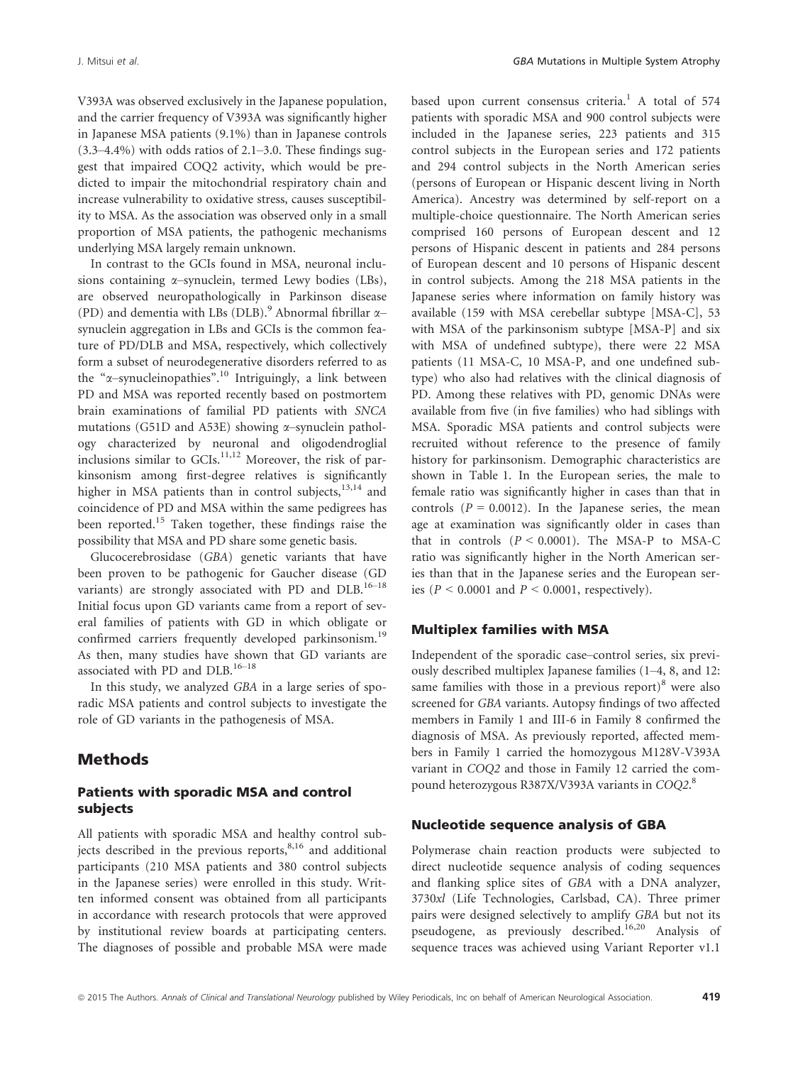V393A was observed exclusively in the Japanese population, and the carrier frequency of V393A was significantly higher in Japanese MSA patients (9.1%) than in Japanese controls (3.3–4.4%) with odds ratios of 2.1–3.0. These findings suggest that impaired COQ2 activity, which would be predicted to impair the mitochondrial respiratory chain and increase vulnerability to oxidative stress, causes susceptibility to MSA. As the association was observed only in a small proportion of MSA patients, the pathogenic mechanisms underlying MSA largely remain unknown.

In contrast to the GCIs found in MSA, neuronal inclusions containing α–synuclein, termed Lewy bodies (LBs), are observed neuropathologically in Parkinson disease (PD) and dementia with LBs (DLB).[9] Abnormal fibrillar α–synuclein aggregation in LBs and GCIs is the common feature of PD/DLB and MSA, respectively, which collectively form a subset of neurodegenerative disorders referred to as the "α–synucleinopathies".[10] Intriguingly, a link between PD and MSA was reported recently based on postmortem brain examinations of familial PD patients with *SNCA* mutations (G51D and A53E) showing α–synuclein pathology characterized by neuronal and oligodendroglial inclusions similar to GCIs.[11,12] Moreover, the risk of parkinsonism among first-degree relatives is significantly higher in MSA patients than in control subjects,[13,14] and coincidence of PD and MSA within the same pedigrees has been reported.[15] Taken together, these findings raise the possibility that MSA and PD share some genetic basis.

Glucocerebrosidase (*GBA*) genetic variants that have been proven to be pathogenic for Gaucher disease (GD variants) are strongly associated with PD and DLB.[16–18] Initial focus upon GD variants came from a report of several families of patients with GD in which obligate or confirmed carriers frequently developed parkinsonism.[19] As then, many studies have shown that GD variants are associated with PD and DLB.[16–18]

In this study, we analyzed *GBA* in a large series of sporadic MSA patients and control subjects to investigate the role of GD variants in the pathogenesis of MSA.

## Methods

### Patients with sporadic MSA and control subjects

All patients with sporadic MSA and healthy control subjects described in the previous reports,[8,16] and additional participants (210 MSA patients and 380 control subjects in the Japanese series) were enrolled in this study. Written informed consent was obtained from all participants in accordance with research protocols that were approved by institutional review boards at participating centers. The diagnoses of possible and probable MSA were made based upon current consensus criteria.[1] A total of 574 patients with sporadic MSA and 900 control subjects were included in the Japanese series, 223 patients and 315 control subjects in the European series and 172 patients and 294 control subjects in the North American series (persons of European or Hispanic descent living in North America). Ancestry was determined by self-report on a multiple-choice questionnaire. The North American series comprised 160 persons of European descent and 12 persons of Hispanic descent in patients and 284 persons of European descent and 10 persons of Hispanic descent in control subjects. Among the 218 MSA patients in the Japanese series where information on family history was available (159 with MSA cerebellar subtype [MSA-C], 53 with MSA of the parkinsonism subtype [MSA-P] and six with MSA of undefined subtype), there were 22 MSA patients (11 MSA-C, 10 MSA-P, and one undefined subtype) who also had relatives with the clinical diagnosis of PD. Among these relatives with PD, genomic DNAs were available from five (in five families) who had siblings with MSA. Sporadic MSA patients and control subjects were recruited without reference to the presence of family history for parkinsonism. Demographic characteristics are shown in Table 1. In the European series, the male to female ratio was significantly higher in cases than that in controls ($P = 0.0012$). In the Japanese series, the mean age at examination was significantly older in cases than that in controls ($P < 0.0001$). The MSA-P to MSA-C ratio was significantly higher in the North American series than that in the Japanese series and the European series ($P < 0.0001$ and $P < 0.0001$, respectively).

### Multiplex families with MSA

Independent of the sporadic case–control series, six previously described multiplex Japanese families (1–4, 8, and 12: same families with those in a previous report)[8] were also screened for *GBA* variants. Autopsy findings of two affected members in Family 1 and III-6 in Family 8 confirmed the diagnosis of MSA. As previously reported, affected members in Family 1 carried the homozygous M128V-V393A variant in *COQ2* and those in Family 12 carried the compound heterozygous R387X/V393A variants in *COQ2*.[8]

### Nucleotide sequence analysis of GBA

Polymerase chain reaction products were subjected to direct nucleotide sequence analysis of coding sequences and flanking splice sites of *GBA* with a DNA analyzer, 3730*xl* (Life Technologies, Carlsbad, CA). Three primer pairs were designed selectively to amplify *GBA* but not its pseudogene, as previously described.[16,20] Analysis of sequence traces was achieved using Variant Reporter v1.1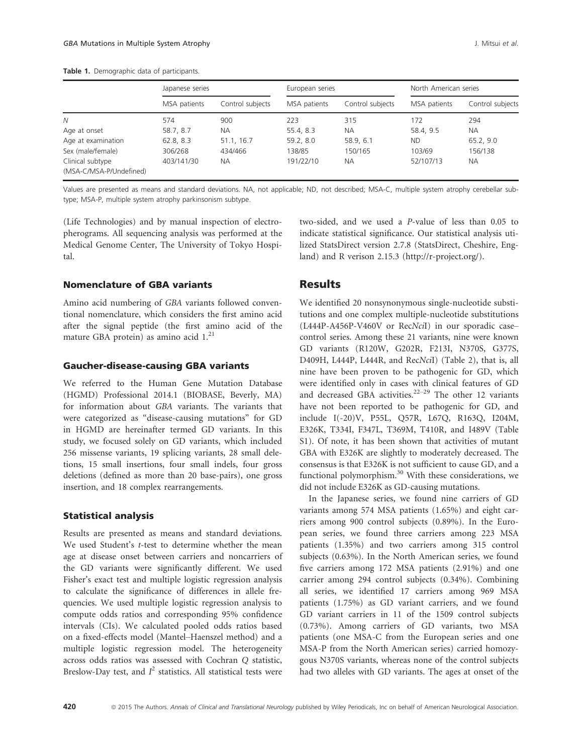**Table 1.** Demographic data of participants.

| | Japanese series | | European series | | North American series | |
|---|---|---|---|---|---|---|
| | MSA patients | Control subjects | MSA patients | Control subjects | MSA patients | Control subjects |
| *N* | 574 | 900 | 223 | 315 | 172 | 294 |
| Age at onset | 58.7, 8.7 | NA | 55.4, 8.3 | NA | 58.4, 9.5 | NA |
| Age at examination | 62.8, 8.3 | 51.1, 16.7 | 59.2, 8.0 | 58.9, 6.1 | ND | 65.2, 9.0 |
| Sex (male/female) | 306/268 | 434/466 | 138/85 | 150/165 | 103/69 | 156/138 |
| Clinical subtype (MSA-C/MSA-P/Undefined) | 403/141/30 | NA | 191/22/10 | NA | 52/107/13 | NA |

Values are presented as means and standard deviations. NA, not applicable; ND, not described; MSA-C, multiple system atrophy cerebellar subtype; MSA-P, multiple system atrophy parkinsonism subtype.

(Life Technologies) and by manual inspection of electropherograms. All sequencing analysis was performed at the Medical Genome Center, The University of Tokyo Hospital.

### Nomenclature of GBA variants

Amino acid numbering of *GBA* variants followed conventional nomenclature, which considers the first amino acid after the signal peptide (the first amino acid of the mature GBA protein) as amino acid 1.[21]

### Gaucher-disease-causing GBA variants

We referred to the Human Gene Mutation Database (HGMD) Professional 2014.1 (BIOBASE, Beverly, MA) for information about *GBA* variants. The variants that were categorized as "disease-causing mutations" for GD in HGMD are hereinafter termed GD variants. In this study, we focused solely on GD variants, which included 256 missense variants, 19 splicing variants, 28 small deletions, 15 small insertions, four small indels, four gross deletions (defined as more than 20 base-pairs), one gross insertion, and 18 complex rearrangements.

### Statistical analysis

Results are presented as means and standard deviations. We used Student's *t*-test to determine whether the mean age at disease onset between carriers and noncarriers of the GD variants were significantly different. We used Fisher's exact test and multiple logistic regression analysis to calculate the significance of differences in allele frequencies. We used multiple logistic regression analysis to compute odds ratios and corresponding 95% confidence intervals (CIs). We calculated pooled odds ratios based on a fixed-effects model (Mantel–Haenszel method) and a multiple logistic regression model. The heterogeneity across odds ratios was assessed with Cochran *Q* statistic, Breslow-Day test, and $I^2$ statistics. All statistical tests were two-sided, and we used a *P*-value of less than 0.05 to indicate statistical significance. Our statistical analysis utilized StatsDirect version 2.7.8 (StatsDirect, Cheshire, England) and R verison 2.15.3 (http://r-project.org/).

## Results

We identified 20 nonsynonymous single-nucleotide substitutions and one complex multiple-nucleotide substitutions (L444P-A456P-V460V or Rec*Nci*I) in our sporadic case–control series. Among these 21 variants, nine were known GD variants (R120W, G202R, F213I, N370S, G377S, D409H, L444P, L444R, and Rec*Nci*I) (Table 2), that is, all nine have been proven to be pathogenic for GD, which were identified only in cases with clinical features of GD and decreased GBA activities.[22–29] The other 12 variants have not been reported to be pathogenic for GD, and include I(-20)V, P55L, Q57R, L67Q, R163Q, I204M, E326K, T334I, F347L, T369M, T410R, and I489V (Table S1). Of note, it has been shown that activities of mutant GBA with E326K are slightly to moderately decreased. The consensus is that E326K is not sufficient to cause GD, and a functional polymorphism.[30] With these considerations, we did not include E326K as GD-causing mutations.

In the Japanese series, we found nine carriers of GD variants among 574 MSA patients (1.65%) and eight carriers among 900 control subjects (0.89%). In the European series, we found three carriers among 223 MSA patients (1.35%) and two carriers among 315 control subjects (0.63%). In the North American series, we found five carriers among 172 MSA patients (2.91%) and one carrier among 294 control subjects (0.34%). Combining all series, we identified 17 carriers among 969 MSA patients (1.75%) as GD variant carriers, and we found GD variant carriers in 11 of the 1509 control subjects (0.73%). Among carriers of GD variants, two MSA patients (one MSA-C from the European series and one MSA-P from the North American series) carried homozygous N370S variants, whereas none of the control subjects had two alleles with GD variants. The ages at onset of the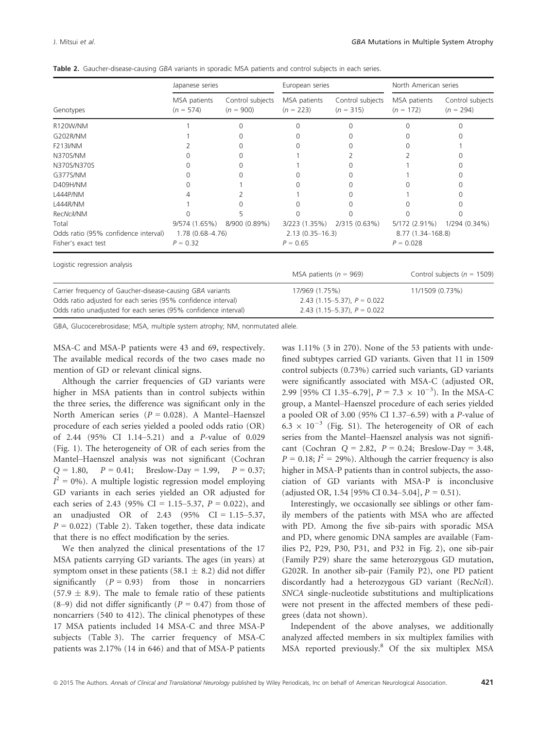**Table 2.** Gaucher-disease-causing *GBA* variants in sporadic MSA patients and control subjects in each series.

| Genotypes | Japanese series | | European series | | North American series | |
|---|---|---|---|---|---|---|
| | MSA patients ($n$ = 574) | Control subjects ($n$ = 900) | MSA patients ($n$ = 223) | Control subjects ($n$ = 315) | MSA patients ($n$ = 172) | Control subjects ($n$ = 294) |
| R120W/NM | 1 | 0 | 0 | 0 | 0 | 0 |
| G202R/NM | 1 | 0 | 0 | 0 | 0 | 0 |
| F213I/NM | 2 | 0 | 0 | 0 | 0 | 1 |
| N370S/NM | 0 | 0 | 1 | 2 | 2 | 0 |
| N370S/N370S | 0 | 0 | 1 | 0 | 1 | 0 |
| G377S/NM | 0 | 0 | 0 | 0 | 1 | 0 |
| D409H/NM | 0 | 1 | 0 | 0 | 0 | 0 |
| L444P/NM | 4 | 2 | 1 | 0 | 1 | 0 |
| L444R/NM | 1 | 0 | 0 | 0 | 0 | 0 |
| Rec*Nci*I/NM | 0 | 5 | 0 | 0 | 0 | 0 |
| Total | 9/574 (1.65%) | 8/900 (0.89%) | 3/223 (1.35%) | 2/315 (0.63%) | 5/172 (2.91%) | 1/294 (0.34%) |
| Odds ratio (95% confidence interval) | 1.78 (0.68–4.76) | | 2.13 (0.35–16.3) | | 8.77 (1.34–168.8) | |
| Fisher's exact test | $P$ = 0.32 | | $P$ = 0.65 | | $P$ = 0.028 | |

| Logistic regression analysis | MSA patients ($n$ = 969) | Control subjects ($n$ = 1509) |
|---|---|---|
| Carrier frequency of Gaucher-disease-causing *GBA* variants | 17/969 (1.75%) | 11/1509 (0.73%) |
| Odds ratio adjusted for each series (95% confidence interval) | 2.43 (1.15–5.37), $P$ = 0.022 | |
| Odds ratio unadjusted for each series (95% confidence interval) | 2.43 (1.15–5.37), $P$ = 0.022 | |

GBA, Glucocerebrosidase; MSA, multiple system atrophy; NM, nonmutated allele.

MSA-C and MSA-P patients were 43 and 69, respectively. The available medical records of the two cases made no mention of GD or relevant clinical signs.

Although the carrier frequencies of GD variants were higher in MSA patients than in control subjects within the three series, the difference was significant only in the North American series ($P$ = 0.028). A Mantel–Haenszel procedure of each series yielded a pooled odds ratio (OR) of 2.44 (95% CI 1.14–5.21) and a $P$-value of 0.029 (Fig. 1). The heterogeneity of OR of each series from the Mantel–Haenszel analysis was not significant (Cochran $Q$ = 1.80, $P$ = 0.41; Breslow-Day = 1.99, $P$ = 0.37; $I^2$ = 0%). A multiple logistic regression model employing GD variants in each series yielded an OR adjusted for each series of 2.43 (95% CI = 1.15–5.37, $P$ = 0.022), and an unadjusted OR of 2.43 (95% CI = 1.15–5.37, $P$ = 0.022) (Table 2). Taken together, these data indicate that there is no effect modification by the series.

We then analyzed the clinical presentations of the 17 MSA patients carrying GD variants. The ages (in years) at symptom onset in these patients (58.1 ± 8.2) did not differ significantly ($P$ = 0.93) from those in noncarriers (57.9 ± 8.9). The male to female ratio of these patients (8–9) did not differ significantly ($P$ = 0.47) from those of noncarriers (540 to 412). The clinical phenotypes of these 17 MSA patients included 14 MSA-C and three MSA-P subjects (Table 3). The carrier frequency of MSA-C patients was 2.17% (14 in 646) and that of MSA-P patients was 1.11% (3 in 270). None of the 53 patients with undefined subtypes carried GD variants. Given that 11 in 1509 control subjects (0.73%) carried such variants, GD variants were significantly associated with MSA-C (adjusted OR, 2.99 [95% CI 1.35–6.79], $P = 7.3 \times 10^{-3}$). In the MSA-C group, a Mantel–Haenszel procedure of each series yielded a pooled OR of 3.00 (95% CI 1.37–6.59) with a $P$-value of $6.3 \times 10^{-3}$ (Fig. S1). The heterogeneity of OR of each series from the Mantel–Haenszel analysis was not significant (Cochran $Q$ = 2.82, $P$ = 0.24; Breslow-Day = 3.48, $P$ = 0.18; $I^2$ = 29%). Although the carrier frequency is also higher in MSA-P patients than in control subjects, the association of GD variants with MSA-P is inconclusive (adjusted OR, 1.54 [95% CI 0.34–5.04], $P$ = 0.51).

Interestingly, we occasionally see siblings or other family members of the patients with MSA who are affected with PD. Among the five sib-pairs with sporadic MSA and PD, where genomic DNA samples are available (Families P2, P29, P30, P31, and P32 in Fig. 2), one sib-pair (Family P29) share the same heterozygous GD mutation, G202R. In another sib-pair (Family P2), one PD patient discordantly had a heterozygous GD variant (Rec*Nci*I). *SNCA* single-nucleotide substitutions and multiplications were not present in the affected members of these pedigrees (data not shown).

Independent of the above analyses, we additionally analyzed affected members in six multiplex families with MSA reported previously.[8] Of the six multiplex MSA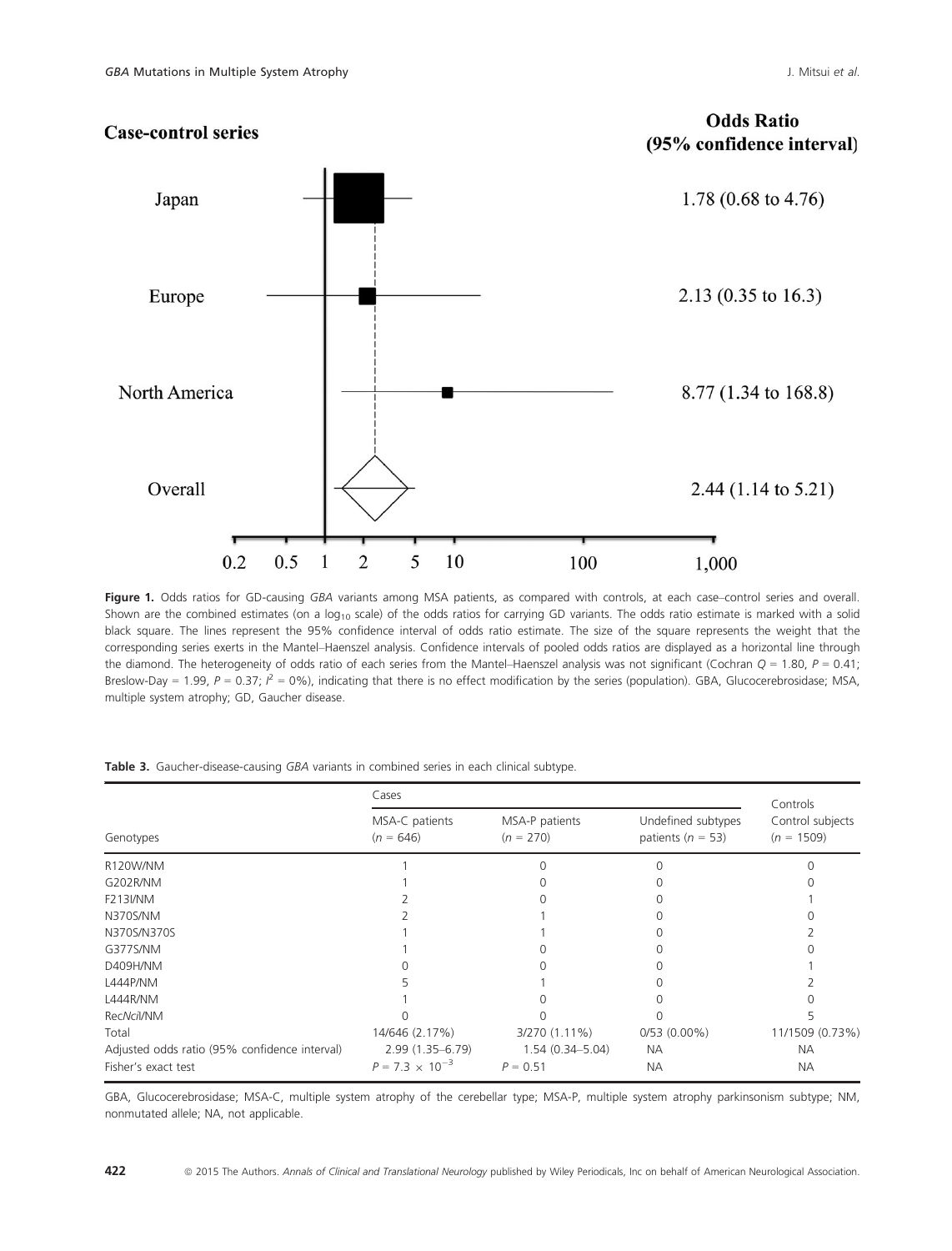**Case-control series**

**Odds Ratio (95% confidence interval)**

| Series | Odds Ratio (95% confidence interval) |
| --- | --- |
| Japan | 1.78 (0.68 to 4.76) |
| Europe | 2.13 (0.35 to 16.3) |
| North America | 8.77 (1.34 to 168.8) |
| Overall | 2.44 (1.14 to 5.21) |

**Figure 1.** Odds ratios for GD-causing *GBA* variants among MSA patients, as compared with controls, at each case–control series and overall. Shown are the combined estimates (on a $\log_{10}$ scale) of the odds ratios for carrying GD variants. The odds ratio estimate is marked with a solid black square. The lines represent the 95% confidence interval of odds ratio estimate. The size of the square represents the weight that the corresponding series exerts in the Mantel–Haenszel analysis. Confidence intervals of pooled odds ratios are displayed as a horizontal line through the diamond. The heterogeneity of odds ratio of each series from the Mantel–Haenszel analysis was not significant (Cochran $Q = 1.80$, $P = 0.41$; Breslow-Day = 1.99, $P = 0.37$; $I^2 = 0\%$), indicating that there is no effect modification by the series (population). GBA, Glucocerebrosidase; MSA, multiple system atrophy; GD, Gaucher disease.

**Table 3.** Gaucher-disease-causing *GBA* variants in combined series in each clinical subtype.

| Genotypes | Cases | | | Controls |
| --- | --- | --- | --- | --- |
| | MSA-C patients ($n = 646$) | MSA-P patients ($n = 270$) | Undefined subtypes patients ($n = 53$) | Control subjects ($n = 1509$) |
| R120W/NM | 1 | 0 | 0 | 0 |
| G202R/NM | 1 | 0 | 0 | 0 |
| F213I/NM | 2 | 0 | 0 | 1 |
| N370S/NM | 2 | 1 | 0 | 0 |
| N370S/N370S | 1 | 1 | 0 | 2 |
| G377S/NM | 1 | 0 | 0 | 0 |
| D409H/NM | 0 | 0 | 0 | 1 |
| L444P/NM | 5 | 1 | 0 | 2 |
| L444R/NM | 1 | 0 | 0 | 0 |
| Rec*Nci*I/NM | 0 | 0 | 0 | 5 |
| Total | 14/646 (2.17%) | 3/270 (1.11%) | 0/53 (0.00%) | 11/1509 (0.73%) |
| Adjusted odds ratio (95% confidence interval) | 2.99 (1.35–6.79) | 1.54 (0.34–5.04) | NA | NA |
| Fisher's exact test | $P = 7.3 \times 10^{-3}$ | $P = 0.51$ | NA | NA |

GBA, Glucocerebrosidase; MSA-C, multiple system atrophy of the cerebellar type; MSA-P, multiple system atrophy parkinsonism subtype; NM, nonmutated allele; NA, not applicable.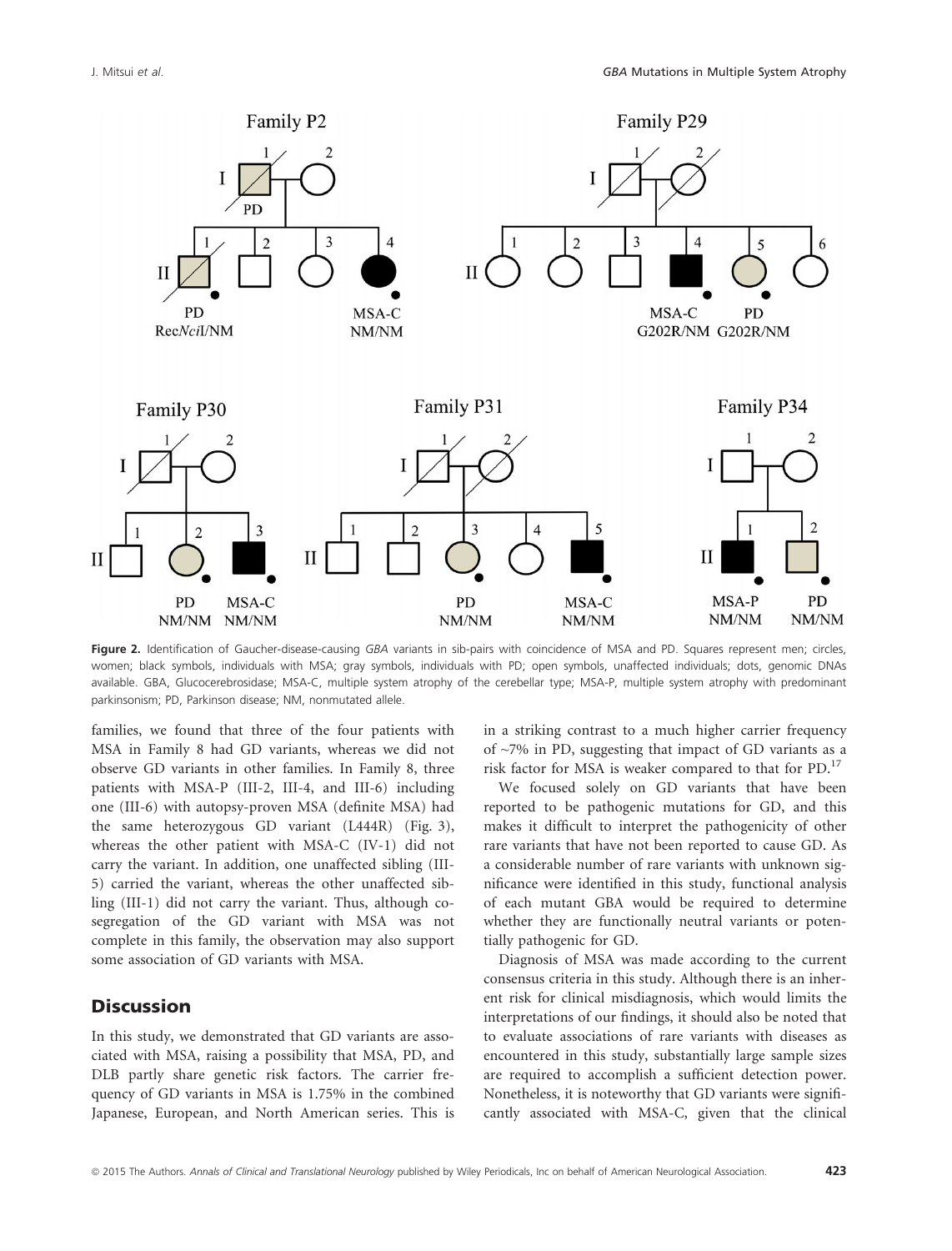Figure 2. Identification of Gaucher-disease-causing *GBA* variants in sib-pairs with coincidence of MSA and PD. Squares represent men; circles, women; black symbols, individuals with MSA; gray symbols, individuals with PD; open symbols, unaffected individuals; dots, genomic DNAs available. GBA, Glucocerebrosidase; MSA-C, multiple system atrophy of the cerebellar type; MSA-P, multiple system atrophy with predominant parkinsonism; PD, Parkinson disease; NM, nonmutated allele.

families, we found that three of the four patients with MSA in Family 8 had GD variants, whereas we did not observe GD variants in other families. In Family 8, three patients with MSA-P (III-2, III-4, and III-6) including one (III-6) with autopsy-proven MSA (definite MSA) had the same heterozygous GD variant (L444R) (Fig. 3), whereas the other patient with MSA-C (IV-1) did not carry the variant. In addition, one unaffected sibling (III-5) carried the variant, whereas the other unaffected sibling (III-1) did not carry the variant. Thus, although cosegregation of the GD variant with MSA was not complete in this family, the observation may also support some association of GD variants with MSA.

## Discussion

In this study, we demonstrated that GD variants are associated with MSA, raising a possibility that MSA, PD, and DLB partly share genetic risk factors. The carrier frequency of GD variants in MSA is 1.75% in the combined Japanese, European, and North American series. This is in a striking contrast to a much higher carrier frequency of ~7% in PD, suggesting that impact of GD variants as a risk factor for MSA is weaker compared to that for PD.[17]

We focused solely on GD variants that have been reported to be pathogenic mutations for GD, and this makes it difficult to interpret the pathogenicity of other rare variants that have not been reported to cause GD. As a considerable number of rare variants with unknown significance were identified in this study, functional analysis of each mutant GBA would be required to determine whether they are functionally neutral variants or potentially pathogenic for GD.

Diagnosis of MSA was made according to the current consensus criteria in this study. Although there is an inherent risk for clinical misdiagnosis, which would limits the interpretations of our findings, it should also be noted that to evaluate associations of rare variants with diseases as encountered in this study, substantially large sample sizes are required to accomplish a sufficient detection power. Nonetheless, it is noteworthy that GD variants were significantly associated with MSA-C, given that the clinical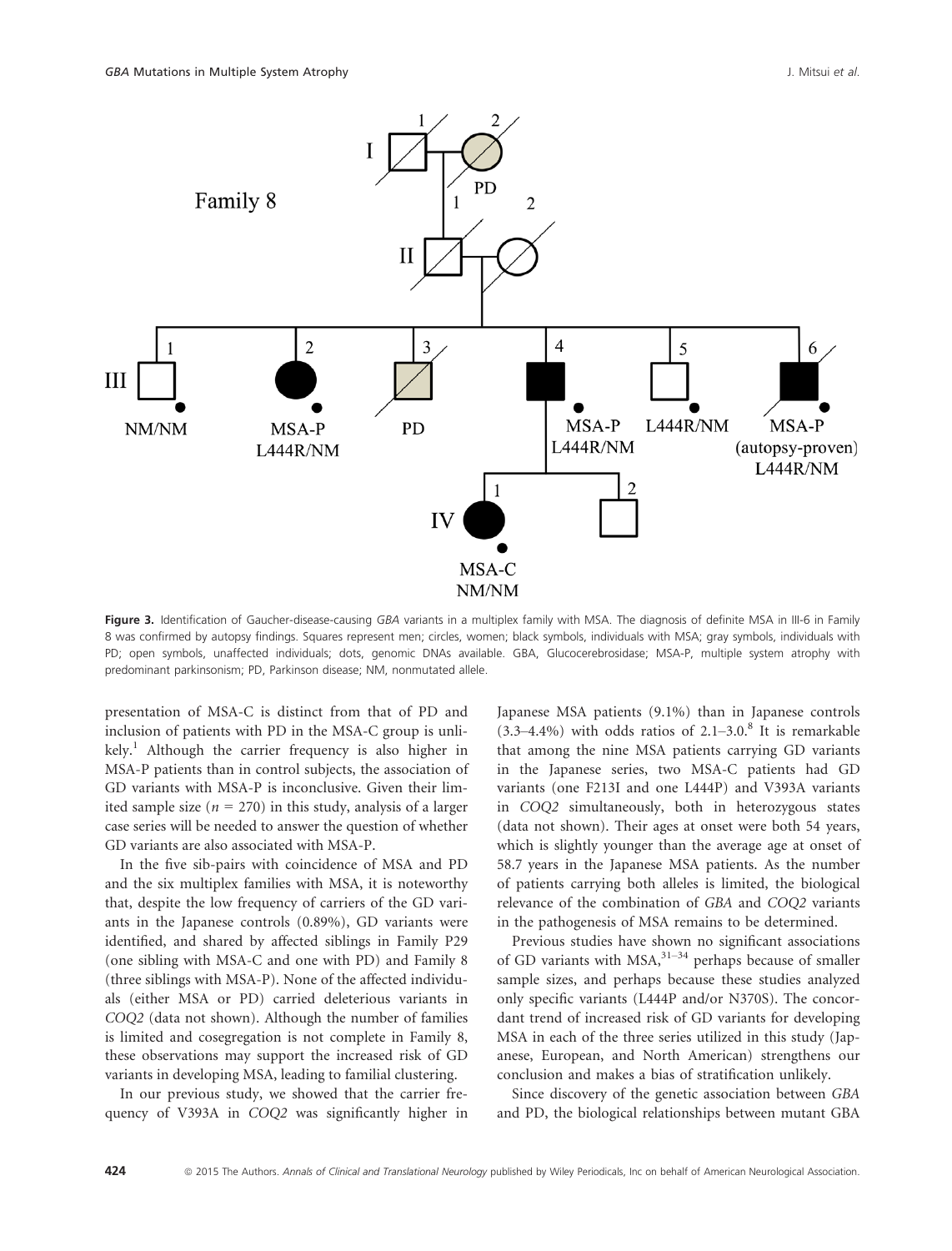**Figure 3.** Identification of Gaucher-disease-causing *GBA* variants in a multiplex family with MSA. The diagnosis of definite MSA in III-6 in Family 8 was confirmed by autopsy findings. Squares represent men; circles, women; black symbols, individuals with MSA; gray symbols, individuals with PD; open symbols, unaffected individuals; dots, genomic DNAs available. GBA, Glucocerebrosidase; MSA-P, multiple system atrophy with predominant parkinsonism; PD, Parkinson disease; NM, nonmutated allele.

presentation of MSA-C is distinct from that of PD and inclusion of patients with PD in the MSA-C group is unlikely.[1] Although the carrier frequency is also higher in MSA-P patients than in control subjects, the association of GD variants with MSA-P is inconclusive. Given their limited sample size ($n = 270$) in this study, analysis of a larger case series will be needed to answer the question of whether GD variants are also associated with MSA-P.

In the five sib-pairs with coincidence of MSA and PD and the six multiplex families with MSA, it is noteworthy that, despite the low frequency of carriers of the GD variants in the Japanese controls (0.89%), GD variants were identified, and shared by affected siblings in Family P29 (one sibling with MSA-C and one with PD) and Family 8 (three siblings with MSA-P). None of the affected individuals (either MSA or PD) carried deleterious variants in *COQ2* (data not shown). Although the number of families is limited and cosegregation is not complete in Family 8, these observations may support the increased risk of GD variants in developing MSA, leading to familial clustering.

In our previous study, we showed that the carrier frequency of V393A in *COQ2* was significantly higher in Japanese MSA patients (9.1%) than in Japanese controls (3.3–4.4%) with odds ratios of 2.1–3.0.[8] It is remarkable that among the nine MSA patients carrying GD variants in the Japanese series, two MSA-C patients had GD variants (one F213I and one L444P) and V393A variants in *COQ2* simultaneously, both in heterozygous states (data not shown). Their ages at onset were both 54 years, which is slightly younger than the average age at onset of 58.7 years in the Japanese MSA patients. As the number of patients carrying both alleles is limited, the biological relevance of the combination of *GBA* and *COQ2* variants in the pathogenesis of MSA remains to be determined.

Previous studies have shown no significant associations of GD variants with MSA,[31–34] perhaps because of smaller sample sizes, and perhaps because these studies analyzed only specific variants (L444P and/or N370S). The concordant trend of increased risk of GD variants for developing MSA in each of the three series utilized in this study (Japanese, European, and North American) strengthens our conclusion and makes a bias of stratification unlikely.

Since discovery of the genetic association between *GBA* and PD, the biological relationships between mutant GBA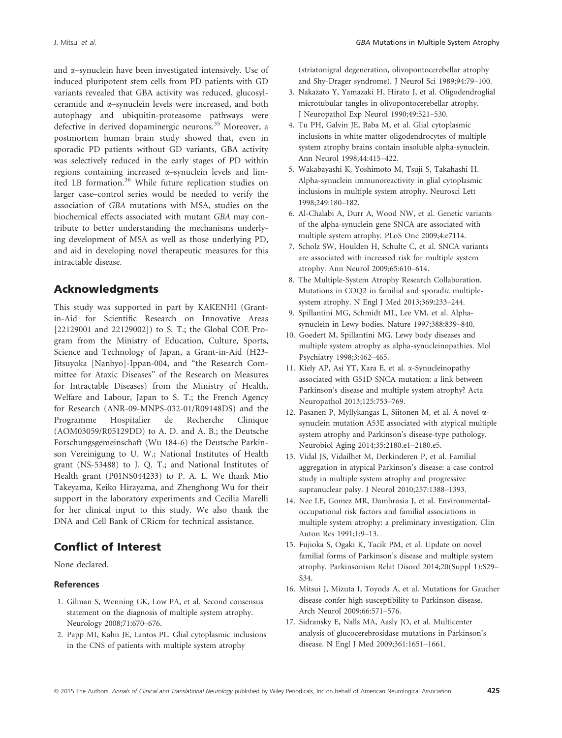and α–synuclein have been investigated intensively. Use of induced pluripotent stem cells from PD patients with GD variants revealed that GBA activity was reduced, glucosylceramide and α–synuclein levels were increased, and both autophagy and ubiquitin-proteasome pathways were defective in derived dopaminergic neurons.[35] Moreover, a postmortem human brain study showed that, even in sporadic PD patients without GD variants, GBA activity was selectively reduced in the early stages of PD within regions containing increased α–synuclein levels and limited LB formation.[36] While future replication studies on larger case–control series would be needed to verify the association of *GBA* mutations with MSA, studies on the biochemical effects associated with mutant *GBA* may contribute to better understanding the mechanisms underlying development of MSA as well as those underlying PD, and aid in developing novel therapeutic measures for this intractable disease.

## Acknowledgments

This study was supported in part by KAKENHI (Grant-in-Aid for Scientific Research on Innovative Areas [22129001 and 22129002]) to S. T.; the Global COE Program from the Ministry of Education, Culture, Sports, Science and Technology of Japan, a Grant-in-Aid (H23-Jitsuyoka [Nanbyo]-Ippan-004, and "the Research Committee for Ataxic Diseases" of the Research on Measures for Intractable Diseases) from the Ministry of Health, Welfare and Labour, Japan to S. T.; the French Agency for Research (ANR-09-MNPS-032-01/R09148DS) and the Programme Hospitalier de Recherche Clinique (AOM03059/R05129DD) to A. D. and A. B.; the Deutsche Forschungsgemeinschaft (Wu 184-6) the Deutsche Parkinson Vereinigung to U. W.; National Institutes of Health grant (NS-53488) to J. Q. T.; and National Institutes of Health grant (P01NS044233) to P. A. L. We thank Mio Takeyama, Keiko Hirayama, and Zhenghong Wu for their support in the laboratory experiments and Cecilia Marelli for her clinical input to this study. We also thank the DNA and Cell Bank of CRicm for technical assistance.

## Conflict of Interest

None declared.

### References

1. Gilman S, Wenning GK, Low PA, et al. Second consensus statement on the diagnosis of multiple system atrophy. Neurology 2008;71:670–676.
2. Papp MI, Kahn JE, Lantos PL. Glial cytoplasmic inclusions in the CNS of patients with multiple system atrophy (striatonigral degeneration, olivopontocerebellar atrophy and Shy-Drager syndrome). J Neurol Sci 1989;94:79–100.
3. Nakazato Y, Yamazaki H, Hirato J, et al. Oligodendroglial microtubular tangles in olivopontocerebellar atrophy. J Neuropathol Exp Neurol 1990;49:521–530.
4. Tu PH, Galvin JE, Baba M, et al. Glial cytoplasmic inclusions in white matter oligodendrocytes of multiple system atrophy brains contain insoluble alpha-synuclein. Ann Neurol 1998;44:415–422.
5. Wakabayashi K, Yoshimoto M, Tsuji S, Takahashi H. Alpha-synuclein immunoreactivity in glial cytoplasmic inclusions in multiple system atrophy. Neurosci Lett 1998;249:180–182.
6. Al-Chalabi A, Durr A, Wood NW, et al. Genetic variants of the alpha-synuclein gene SNCA are associated with multiple system atrophy. PLoS One 2009;4:e7114.
7. Scholz SW, Houlden H, Schulte C, et al. SNCA variants are associated with increased risk for multiple system atrophy. Ann Neurol 2009;65:610–614.
8. The Multiple-System Atrophy Research Collaboration. Mutations in COQ2 in familial and sporadic multiple-system atrophy. N Engl J Med 2013;369:233–244.
9. Spillantini MG, Schmidt ML, Lee VM, et al. Alpha-synuclein in Lewy bodies. Nature 1997;388:839–840.
10. Goedert M, Spillantini MG. Lewy body diseases and multiple system atrophy as alpha-synucleinopathies. Mol Psychiatry 1998;3:462–465.
11. Kiely AP, Asi YT, Kara E, et al. α-Synucleinopathy associated with G51D SNCA mutation: a link between Parkinson's disease and multiple system atrophy? Acta Neuropathol 2013;125:753–769.
12. Pasanen P, Myllykangas L, Siitonen M, et al. A novel α-synuclein mutation A53E associated with atypical multiple system atrophy and Parkinson's disease-type pathology. Neurobiol Aging 2014;35:2180.e1–2180.e5.
13. Vidal JS, Vidailhet M, Derkinderen P, et al. Familial aggregation in atypical Parkinson's disease: a case control study in multiple system atrophy and progressive supranuclear palsy. J Neurol 2010;257:1388–1393.
14. Nee LE, Gomez MR, Dambrosia J, et al. Environmental-occupational risk factors and familial associations in multiple system atrophy: a preliminary investigation. Clin Auton Res 1991;1:9–13.
15. Fujioka S, Ogaki K, Tacik PM, et al. Update on novel familial forms of Parkinson's disease and multiple system atrophy. Parkinsonism Relat Disord 2014;20(Suppl 1):S29–S34.
16. Mitsui J, Mizuta I, Toyoda A, et al. Mutations for Gaucher disease confer high susceptibility to Parkinson disease. Arch Neurol 2009;66:571–576.
17. Sidransky E, Nalls MA, Aasly JO, et al. Multicenter analysis of glucocerebrosidase mutations in Parkinson's disease. N Engl J Med 2009;361:1651–1661.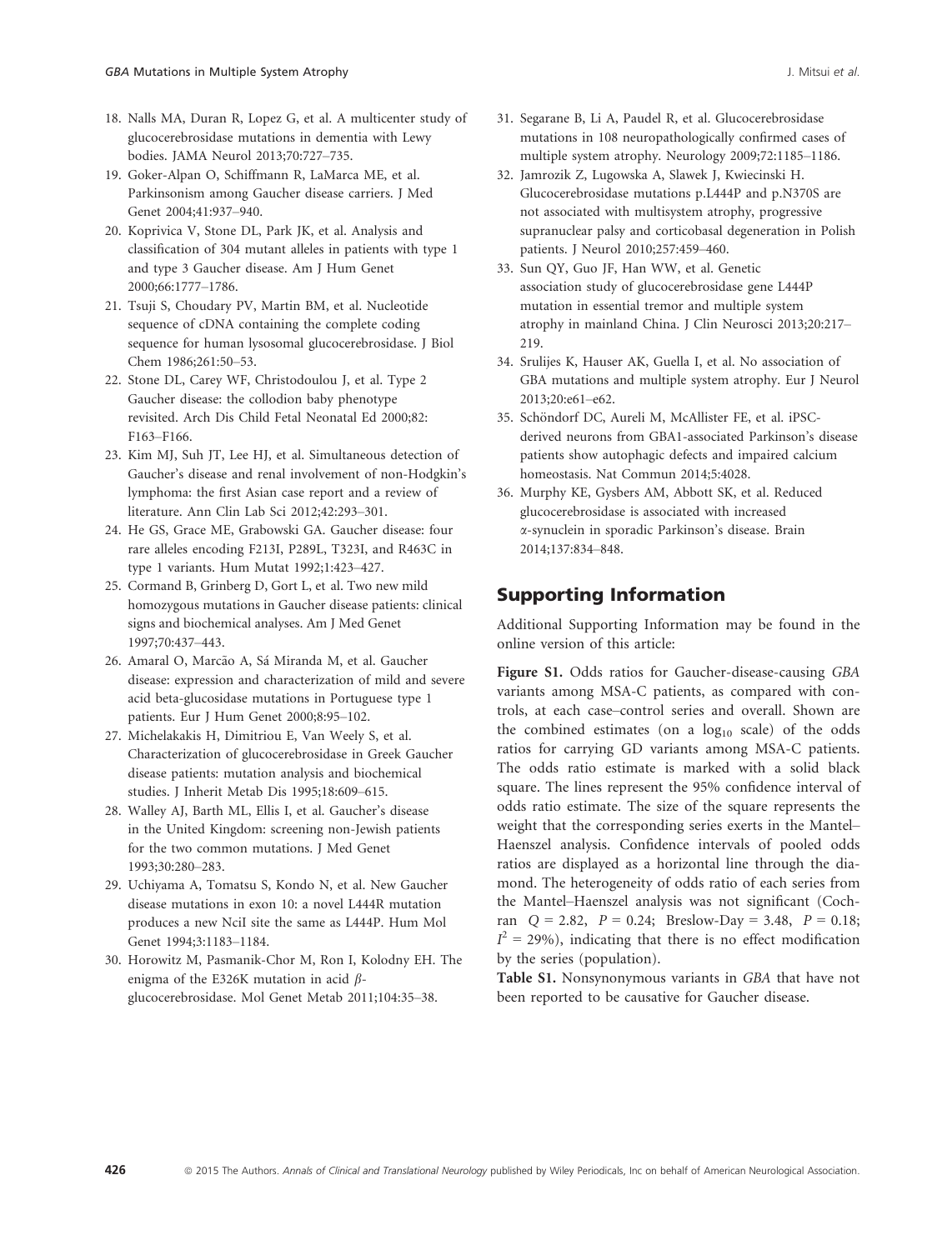18. Nalls MA, Duran R, Lopez G, et al. A multicenter study of glucocerebrosidase mutations in dementia with Lewy bodies. JAMA Neurol 2013;70:727–735.
19. Goker-Alpan O, Schiffmann R, LaMarca ME, et al. Parkinsonism among Gaucher disease carriers. J Med Genet 2004;41:937–940.
20. Koprivica V, Stone DL, Park JK, et al. Analysis and classification of 304 mutant alleles in patients with type 1 and type 3 Gaucher disease. Am J Hum Genet 2000;66:1777–1786.
21. Tsuji S, Choudary PV, Martin BM, et al. Nucleotide sequence of cDNA containing the complete coding sequence for human lysosomal glucocerebrosidase. J Biol Chem 1986;261:50–53.
22. Stone DL, Carey WF, Christodoulou J, et al. Type 2 Gaucher disease: the collodion baby phenotype revisited. Arch Dis Child Fetal Neonatal Ed 2000;82: F163–F166.
23. Kim MJ, Suh JT, Lee HJ, et al. Simultaneous detection of Gaucher's disease and renal involvement of non-Hodgkin's lymphoma: the first Asian case report and a review of literature. Ann Clin Lab Sci 2012;42:293–301.
24. He GS, Grace ME, Grabowski GA. Gaucher disease: four rare alleles encoding F213I, P289L, T323I, and R463C in type 1 variants. Hum Mutat 1992;1:423–427.
25. Cormand B, Grinberg D, Gort L, et al. Two new mild homozygous mutations in Gaucher disease patients: clinical signs and biochemical analyses. Am J Med Genet 1997;70:437–443.
26. Amaral O, Marcão A, Sá Miranda M, et al. Gaucher disease: expression and characterization of mild and severe acid beta-glucosidase mutations in Portuguese type 1 patients. Eur J Hum Genet 2000;8:95–102.
27. Michelakakis H, Dimitriou E, Van Weely S, et al. Characterization of glucocerebrosidase in Greek Gaucher disease patients: mutation analysis and biochemical studies. J Inherit Metab Dis 1995;18:609–615.
28. Walley AJ, Barth ML, Ellis I, et al. Gaucher's disease in the United Kingdom: screening non-Jewish patients for the two common mutations. J Med Genet 1993;30:280–283.
29. Uchiyama A, Tomatsu S, Kondo N, et al. New Gaucher disease mutations in exon 10: a novel L444R mutation produces a new NciI site the same as L444P. Hum Mol Genet 1994;3:1183–1184.
30. Horowitz M, Pasmanik-Chor M, Ron I, Kolodny EH. The enigma of the E326K mutation in acid $\beta$-glucocerebrosidase. Mol Genet Metab 2011;104:35–38.
31. Segarane B, Li A, Paudel R, et al. Glucocerebrosidase mutations in 108 neuropathologically confirmed cases of multiple system atrophy. Neurology 2009;72:1185–1186.
32. Jamrozik Z, Lugowska A, Slawek J, Kwiecinski H. Glucocerebrosidase mutations p.L444P and p.N370S are not associated with multisystem atrophy, progressive supranuclear palsy and corticobasal degeneration in Polish patients. J Neurol 2010;257:459–460.
33. Sun QY, Guo JF, Han WW, et al. Genetic association study of glucocerebrosidase gene L444P mutation in essential tremor and multiple system atrophy in mainland China. J Clin Neurosci 2013;20:217–219.
34. Srulijes K, Hauser AK, Guella I, et al. No association of GBA mutations and multiple system atrophy. Eur J Neurol 2013;20:e61–e62.
35. Schöndorf DC, Aureli M, McAllister FE, et al. iPSC-derived neurons from GBA1-associated Parkinson's disease patients show autophagic defects and impaired calcium homeostasis. Nat Commun 2014;5:4028.
36. Murphy KE, Gysbers AM, Abbott SK, et al. Reduced glucocerebrosidase is associated with increased $\alpha$-synuclein in sporadic Parkinson's disease. Brain 2014;137:834–848.

## Supporting Information

Additional Supporting Information may be found in the online version of this article:

**Figure S1.** Odds ratios for Gaucher-disease-causing *GBA* variants among MSA-C patients, as compared with controls, at each case–control series and overall. Shown are the combined estimates (on a $\log_{10}$ scale) of the odds ratios for carrying GD variants among MSA-C patients. The odds ratio estimate is marked with a solid black square. The lines represent the 95% confidence interval of odds ratio estimate. The size of the square represents the weight that the corresponding series exerts in the Mantel–Haenszel analysis. Confidence intervals of pooled odds ratios are displayed as a horizontal line through the diamond. The heterogeneity of odds ratio of each series from the Mantel–Haenszel analysis was not significant (Cochran $Q = 2.82$, $P = 0.24$; Breslow-Day = 3.48, $P = 0.18$; $I^2 = 29\%$), indicating that there is no effect modification by the series (population).

**Table S1.** Nonsynonymous variants in *GBA* that have not been reported to be causative for Gaucher disease.